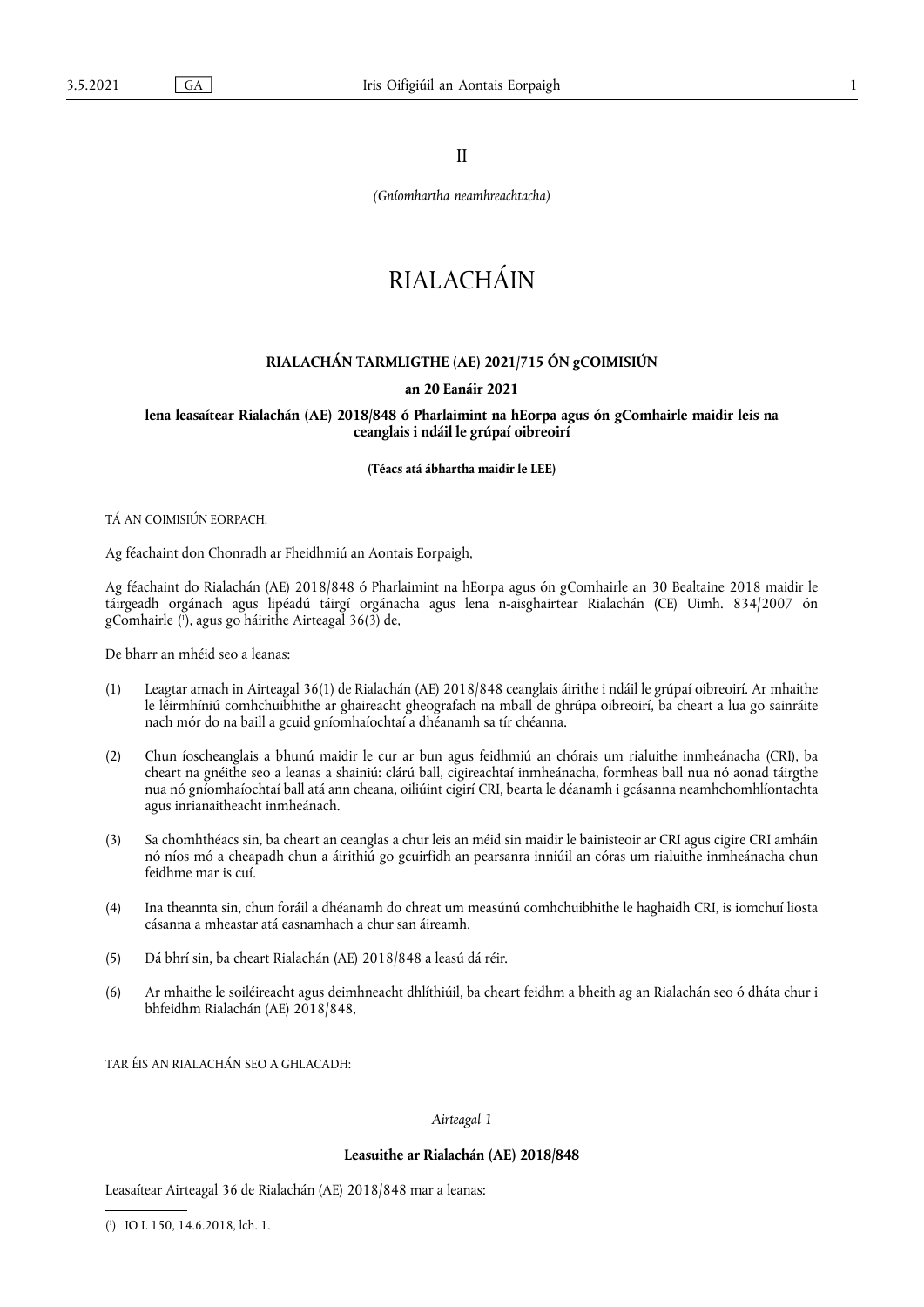II

*(Gníomhartha neamhreachtacha)*

# RIALACHÁIN

## RIALACHÁN TARMLIGTHE (AE) 2021/715 ÓN gCOIMISIÚN

**an 20 Eanáir 2021**

**lena leasaítear Rialachán (AE) 2018/848 ó Pharlaimint na hEorpa agus ón gComhairle maidir leis na ceanglais i ndáil le grúpaí oibreoirí**

**(Téacs atá ábhartha maidir le LEE)**

TÁ AN COIMISIÚN EORPACH,

Ag féachaint don Chonradh ar Fheidhmiú an Aontais Eorpaigh,

Ag féachaint do Rialachán (AE) 2018/848 ó Pharlaimint na hEorpa agus ón gComhairle an 30 Bealtaine 2018 maidir le táirgeadh orgánach agus lipéadú táirgí orgánacha agus lena n-aisghairtear Rialachán (CE) Uimh. 834/2007 ón gComhairle ([1]), agus go háirithe Airteagal 36(3) de,

De bharr an mhéid seo a leanas:

(1) Leagtar amach in Airteagal 36(1) de Rialachán (AE) 2018/848 ceanglais áirithe i ndáil le grúpaí oibreoirí. Ar mhaithe le léirmhíniú comhchuibhithe ar ghaireacht gheografach na mball de ghrúpa oibreoirí, ba cheart a lua go sainráite nach mór do na baill a gcuid gníomhaíochtaí a dhéanamh sa tír chéanna.

(2) Chun íoscheanglais a bhunú maidir le cur ar bun agus feidhmiú an chórais um rialuithe inmheánacha (CRI), ba cheart na gnéithe seo a leanas a shainiú: clárú ball, cigireachtaí inmheánacha, formheas ball nua nó aonad táirgthe nua nó gníomhaíochtaí ball atá ann cheana, oiliúint cigirí CRI, bearta le déanamh i gcásanna neamhchomhlíontachta agus inrianaitheacht inmheánach.

(3) Sa chomhthéacs sin, ba cheart an ceanglas a chur leis an méid sin maidir le bainisteoir ar CRI agus cigire CRI amháin nó níos mó a cheapadh chun a áirithiú go gcuirfidh an pearsanra inniúil an córas um rialuithe inmheánacha chun feidhme mar is cuí.

(4) Ina theannta sin, chun foráil a dhéanamh do chreat um measúnú comhchuibhithe le haghaidh CRI, is iomchuí liosta cásanna a mheastar atá easnamhach a chur san áireamh.

(5) Dá bhrí sin, ba cheart Rialachán (AE) 2018/848 a leasú dá réir.

(6) Ar mhaithe le soiléireacht agus deimhneacht dhlíthiúil, ba cheart feidhm a bheith ag an Rialachán seo ó dháta chur i bhfeidhm Rialachán (AE) 2018/848,

TAR ÉIS AN RIALACHÁN SEO A GHLACADH:

*Airteagal 1*

**Leasuithe ar Rialachán (AE) 2018/848**

Leasaítear Airteagal 36 de Rialachán (AE) 2018/848 mar a leanas:

---

([1]) IO L 150, 14.6.2018, lch. 1.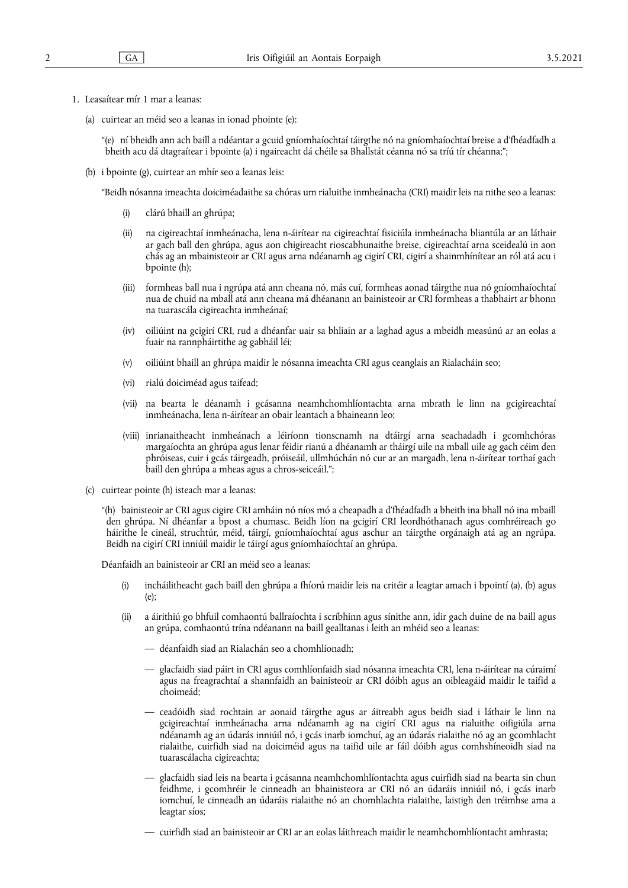1. Leasaítear mír 1 mar a leanas:

   (a) cuirtear an méid seo a leanas in ionad phointe (e):

   "(e) ní bheidh ann ach baill a ndéantar a gcuid gníomhaíochtaí táirgthe nó na gníomhaíochtaí breise a d'fhéadfadh a bheith acu dá dtagraítear i bpointe (a) i ngaireacht dá chéile sa Bhallstát céanna nó sa tríú tír chéanna;";

   (b) i bpointe (g), cuirtear an mhír seo a leanas leis:

   "Beidh nósanna imeachta doiciméadaithe sa chóras um rialuithe inmheánacha (CRI) maidir leis na nithe seo a leanas:

   (i) clárú bhaill an ghrúpa;

   (ii) na cigireachtaí inmheánacha, lena n-áirítear na cigireachtaí fisiciúla inmheánacha bliantúla ar an láthair ar gach ball den ghrúpa, agus aon chigireacht rioscabhunaithe breise, cigireachtaí arna sceidealú in aon chás ag an mbainisteoir ar CRI agus arna ndéanamh ag cigirí CRI, cigirí a shainmhínítear an ról atá acu i bpointe (h);

   (iii) formheas ball nua i ngrúpa atá ann cheana nó, más cuí, formheas aonad táirgthe nua nó gníomhaíochtaí nua de chuid na mball atá ann cheana má dhéanann an bainisteoir ar CRI formheas a thabhairt ar bhonn na tuarascála cigireachta inmheánaí;

   (iv) oiliúint na gcigirí CRI, rud a dhéanfar uair sa bhliain ar a laghad agus a mbeidh measúnú ar an eolas a fuair na rannpháirtithe ag gabháil léi;

   (v) oiliúint bhaill an ghrúpa maidir le nósanna imeachta CRI agus ceanglais an Rialacháin seo;

   (vi) rialú doiciméad agus taifead;

   (vii) na bearta le déanamh i gcásanna neamhchomhlíontachta arna mbrath le linn na gcigireachtaí inmheánacha, lena n-áirítear an obair leantach a bhaineann leo;

   (viii) inrianaitheacht inmheánach a léiríonn tionscnamh na dtáirgí arna seachadadh i gcomhchóras margaíochta an ghrúpa agus lenar féidir rianú a dhéanamh ar tháirgí uile na mball uile ag gach céim den phróiseas, cuir i gcás táirgeadh, próiseáil, ullmhúchán nó cur ar an margadh, lena n-áirítear torthaí gach baill den ghrúpa a mheas agus a chros-seiceáil.";

   (c) cuirtear pointe (h) isteach mar a leanas:

   "(h) bainisteoir ar CRI agus cigire CRI amháin nó níos mó a cheapadh a d'fhéadfadh a bheith ina bhall nó ina mbaill den ghrúpa. Ní dhéanfar a bpost a chumasc. Beidh líon na gcigirí CRI leordhóthanach agus comhréireach go háirithe le cineál, struchtúr, méid, táirgí, gníomhaíochtaí agus aschur an táirgthe orgánaigh atá ag an ngrúpa. Beidh na cigirí CRI inniúil maidir le táirgí agus gníomhaíochtaí an ghrúpa.

   Déanfaidh an bainisteoir ar CRI an méid seo a leanas:

   (i) incháilitheacht gach baill den ghrúpa a fhíorú maidir leis na critéir a leagtar amach i bpointí (a), (b) agus (e);

   (ii) a áirithiú go bhfuil comhaontú ballraíochta i scríbhinn agus sínithe ann, idir gach duine de na baill agus an grúpa, comhaontú trína ndéanann na baill gealltanas i leith an mhéid seo a leanas:

   — déanfaidh siad an Rialachán seo a chomhlíonadh;

   — glacfaidh siad páirt in CRI agus comhlíonfaidh siad nósanna imeachta CRI, lena n-áirítear na cúraimí agus na freagrachtaí a shannfaidh an bainisteoir ar CRI dóibh agus an oibleagáid maidir le taifid a choimeád;

   — ceadóidh siad rochtain ar aonaid táirgthe agus ar áitreabh agus beidh siad i láthair le linn na gcigireachtaí inmheánacha arna ndéanamh ag na cigirí CRI agus na rialuithe oifigiúla arna ndéanamh ag an údarás inniúil nó, i gcás inarb iomchuí, ag an údarás rialaithe nó ag an gcomhlacht rialaithe, cuirfidh siad na doiciméid agus na taifid uile ar fáil dóibh agus comhshíneoidh siad na tuarascálacha cigireachta;

   — glacfaidh siad leis na bearta i gcásanna neamhchomhlíontachta agus cuirfidh siad na bearta sin chun feidhme, i gcomhréir le cinneadh an bhainisteora ar CRI nó an údaráis inniúil nó, i gcás inarb iomchuí, le cinneadh an údaráis rialaithe nó an chomhlachta rialaithe, laistigh den tréimhse ama a leagtar síos;

   — cuirfidh siad an bainisteoir ar CRI ar an eolas láithreach maidir le neamhchomhlíontacht amhrasta;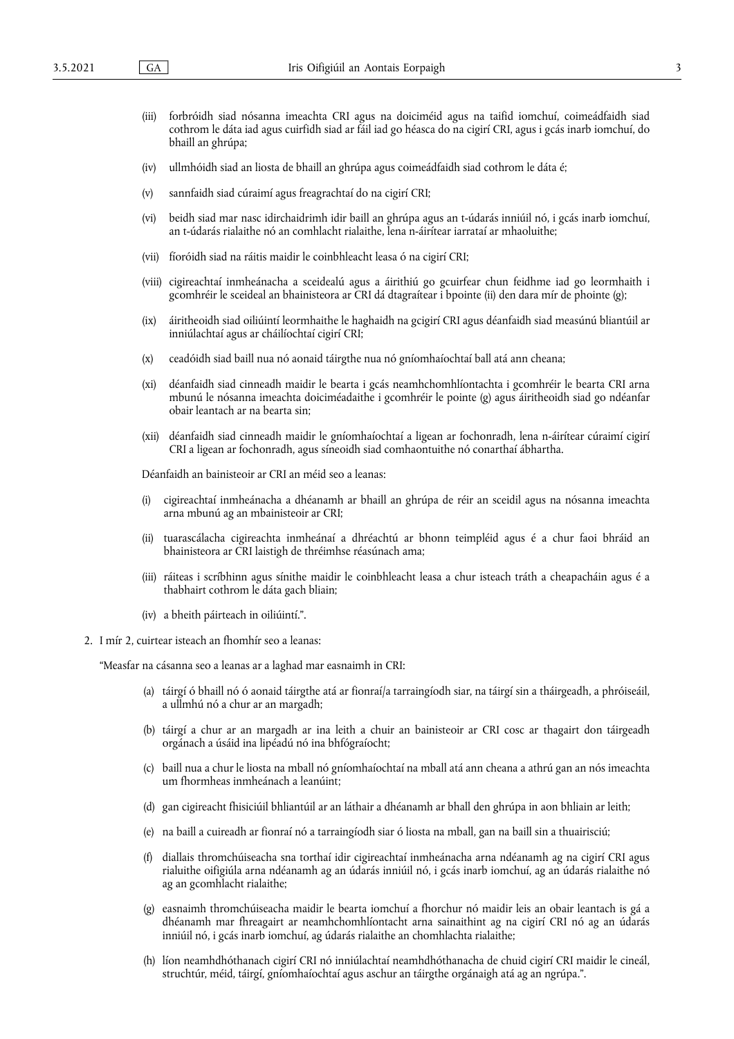(iii) forbróidh siad nósanna imeachta CRI agus na doiciméid agus na taifid iomchuí, coimeádfaidh siad cothrom le dáta iad agus cuirfidh siad ar fáil iad go héasca do na cigirí CRI, agus i gcás inarb iomchuí, do bhaill an ghrúpa;

(iv) ullmhóidh siad an liosta de bhaill an ghrúpa agus coimeádfaidh siad cothrom le dáta é;

(v) sannfaidh siad cúraimí agus freagrachtaí do na cigirí CRI;

(vi) beidh siad mar nasc idirchaidrimh idir baill an ghrúpa agus an t-údarás inniúil nó, i gcás inarb iomchuí, an t-údarás rialaithe nó an comhlacht rialaithe, lena n-áirítear iarrataí ar mhaoluithe;

(vii) fíoróidh siad na ráitis maidir le coinbhleacht leasa ó na cigirí CRI;

(viii) cigireachtaí inmheánacha a sceidealú agus a áirithiú go gcuirfear chun feidhme iad go leormhaith i gcomhréir le sceideal an bhainisteora ar CRI dá dtagraítear i bpointe (ii) den dara mír de phointe (g);

(ix) áiritheoidh siad oiliúintí leormhaithe le haghaidh na gcigirí CRI agus déanfaidh siad measúnú bliantúil ar inniúlachtaí agus ar cháilíochtaí cigirí CRI;

(x) ceadóidh siad baill nua nó aonaid táirgthe nua nó gníomhaíochtaí ball atá ann cheana;

(xi) déanfaidh siad cinneadh maidir le bearta i gcás neamhchomhlíontachta i gcomhréir le bearta CRI arna mbunú le nósanna imeachta doiciméadaithe i gcomhréir le pointe (g) agus áiritheoidh siad go ndéanfar obair leantach ar na bearta sin;

(xii) déanfaidh siad cinneadh maidir le gníomhaíochtaí a ligean ar fochonradh, lena n-áirítear cúraimí cigirí CRI a ligean ar fochonradh, agus síneoidh siad comhaontuithe nó conarthaí ábhartha.

Déanfaidh an bainisteoir ar CRI an méid seo a leanas:

(i) cigireachtaí inmheánacha a dhéanamh ar bhaill an ghrúpa de réir an sceidil agus na nósanna imeachta arna mbunú ag an mbainisteoir ar CRI;

(ii) tuarascálacha cigireachta inmheánaí a dhréachtú ar bhonn teimpléid agus é a chur faoi bhráid an bhainisteora ar CRI laistigh de thréimhse réasúnach ama;

(iii) ráiteas i scríbhinn agus sínithe maidir le coinbhleacht leasa a chur isteach tráth a cheapacháin agus é a thabhairt cothrom le dáta gach bliain;

(iv) a bheith páirteach in oiliúintí.".

2. I mír 2, cuirtear isteach an fhomhír seo a leanas:

"Measfar na cásanna seo a leanas ar a laghad mar easnaimh in CRI:

(a) táirgí ó bhaill nó ó aonaid táirgthe atá ar fionraí/a tarraingíodh siar, na táirgí sin a tháirgeadh, a phróiseáil, a ullmhú nó a chur ar an margadh;

(b) táirgí a chur ar an margadh ar ina leith a chuir an bainisteoir ar CRI cosc ar thagairt don táirgeadh orgánach a úsáid ina lipéadú nó ina bhfógraíocht;

(c) baill nua a chur le liosta na mball nó gníomhaíochtaí na mball atá ann cheana a athrú gan an nós imeachta um fhormheas inmheánach a leanúint;

(d) gan cigireacht fhisiciúil bhliantúil ar an láthair a dhéanamh ar bhall den ghrúpa in aon bhliain ar leith;

(e) na baill a cuireadh ar fionraí nó a tarraingíodh siar ó liosta na mball, gan na baill sin a thuairisciú;

(f) diallais thromchúiseacha sna torthaí idir cigireachtaí inmheánacha arna ndéanamh ag na cigirí CRI agus rialuithe oifigiúla arna ndéanamh ag an údarás inniúil nó, i gcás inarb iomchuí, ag an údarás rialaithe nó ag an gcomhlacht rialaithe;

(g) easnaimh thromchúiseacha maidir le bearta iomchuí a fhorchur nó maidir leis an obair leantach is gá a dhéanamh mar fhreagairt ar neamhchomhlíontacht arna sainaithint ag na cigirí CRI nó ag an údarás inniúil nó, i gcás inarb iomchuí, ag údarás rialaithe an chomhlachta rialaithe;

(h) líon neamhdhóthanach cigirí CRI nó inniúlachtaí neamhdhóthanacha de chuid cigirí CRI maidir le cineál, struchtúr, méid, táirgí, gníomhaíochtaí agus aschur an táirgthe orgánaigh atá ag an ngrúpa.".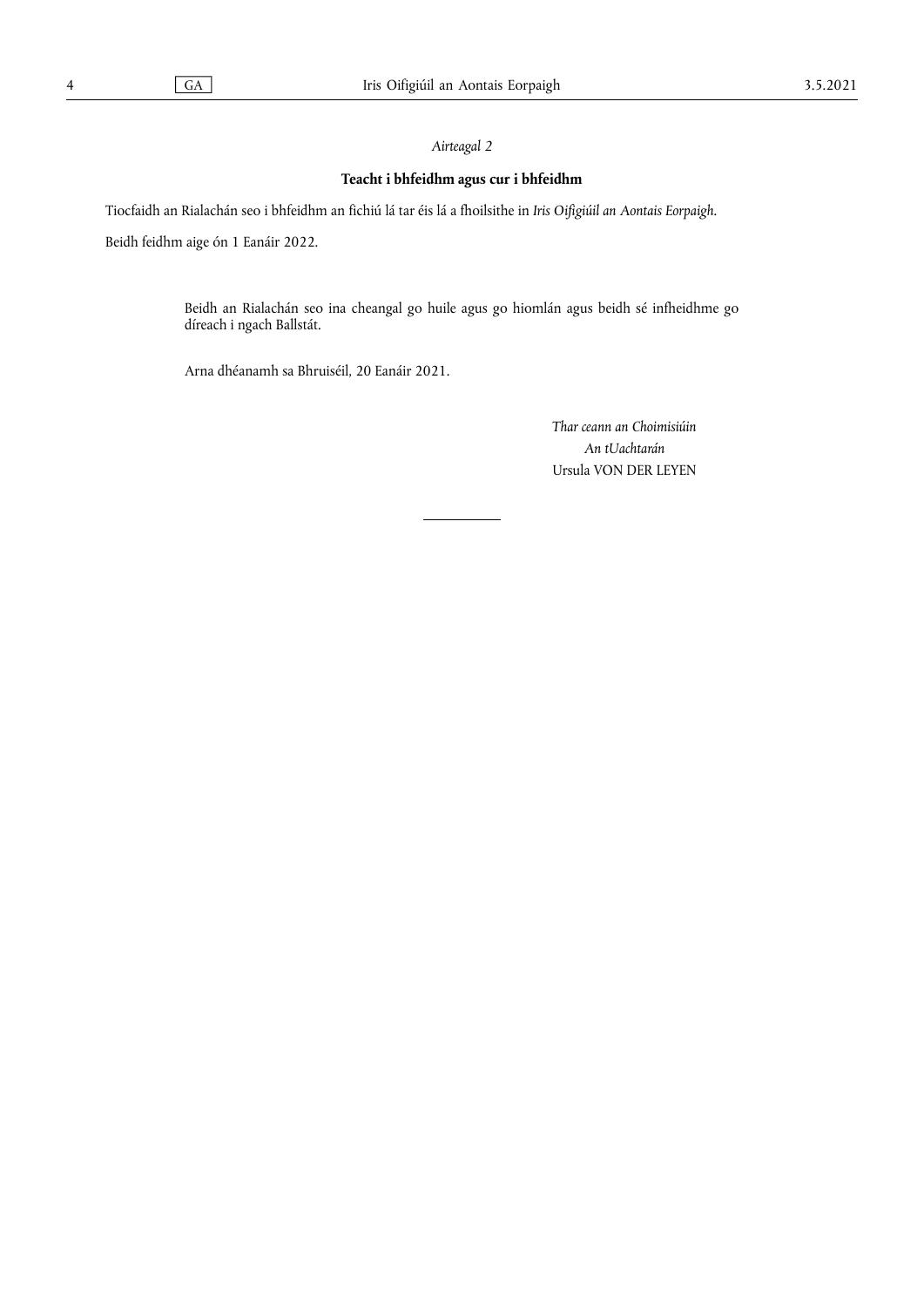*Airteagal 2*

**Teacht i bhfeidhm agus cur i bhfeidhm**

Tiocfaidh an Rialachán seo i bhfeidhm an fichiú lá tar éis lá a fhoilsithe in *Iris Oifigiúil an Aontais Eorpaigh*.

Beidh feidhm aige ón 1 Eanáir 2022.

Beidh an Rialachán seo ina cheangal go huile agus go hiomlán agus beidh sé infheidhme go díreach i ngach Ballstát.

Arna dhéanamh sa Bhruiséil, 20 Eanáir 2021.

*Thar ceann an Choimisiúin*

*An tUachtarán*

Ursula VON DER LEYEN